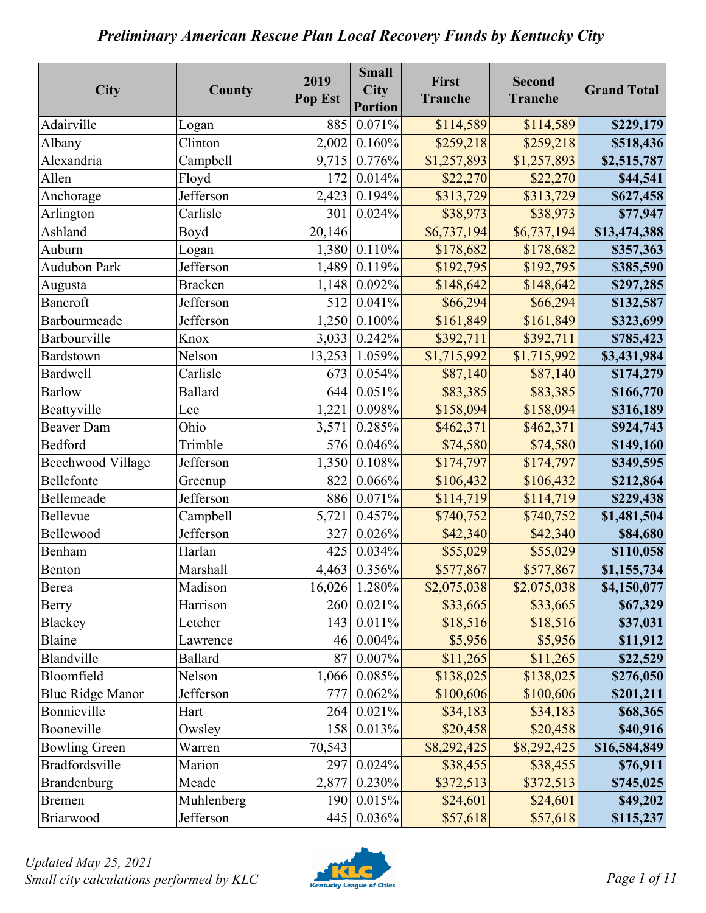# *Preliminary American Rescue Plan Local Recovery Funds by Kentucky City*

| City | County | 2019 Pop Est | Small City Portion | First Tranche | Second Tranche | Grand Total |
|---|---|---|---|---|---|---|
| Adairville | Logan | 885 | 0.071% | $114,589 | $114,589 | **$229,179** |
| Albany | Clinton | 2,002 | 0.160% | $259,218 | $259,218 | **$518,436** |
| Alexandria | Campbell | 9,715 | 0.776% | $1,257,893 | $1,257,893 | **$2,515,787** |
| Allen | Floyd | 172 | 0.014% | $22,270 | $22,270 | **$44,541** |
| Anchorage | Jefferson | 2,423 | 0.194% | $313,729 | $313,729 | **$627,458** |
| Arlington | Carlisle | 301 | 0.024% | $38,973 | $38,973 | **$77,947** |
| Ashland | Boyd | 20,146 | | $6,737,194 | $6,737,194 | **$13,474,388** |
| Auburn | Logan | 1,380 | 0.110% | $178,682 | $178,682 | **$357,363** |
| Audubon Park | Jefferson | 1,489 | 0.119% | $192,795 | $192,795 | **$385,590** |
| Augusta | Bracken | 1,148 | 0.092% | $148,642 | $148,642 | **$297,285** |
| Bancroft | Jefferson | 512 | 0.041% | $66,294 | $66,294 | **$132,587** |
| Barbourmeade | Jefferson | 1,250 | 0.100% | $161,849 | $161,849 | **$323,699** |
| Barbourville | Knox | 3,033 | 0.242% | $392,711 | $392,711 | **$785,423** |
| Bardstown | Nelson | 13,253 | 1.059% | $1,715,992 | $1,715,992 | **$3,431,984** |
| Bardwell | Carlisle | 673 | 0.054% | $87,140 | $87,140 | **$174,279** |
| Barlow | Ballard | 644 | 0.051% | $83,385 | $83,385 | **$166,770** |
| Beattyville | Lee | 1,221 | 0.098% | $158,094 | $158,094 | **$316,189** |
| Beaver Dam | Ohio | 3,571 | 0.285% | $462,371 | $462,371 | **$924,743** |
| Bedford | Trimble | 576 | 0.046% | $74,580 | $74,580 | **$149,160** |
| Beechwood Village | Jefferson | 1,350 | 0.108% | $174,797 | $174,797 | **$349,595** |
| Bellefonte | Greenup | 822 | 0.066% | $106,432 | $106,432 | **$212,864** |
| Bellemeade | Jefferson | 886 | 0.071% | $114,719 | $114,719 | **$229,438** |
| Bellevue | Campbell | 5,721 | 0.457% | $740,752 | $740,752 | **$1,481,504** |
| Bellewood | Jefferson | 327 | 0.026% | $42,340 | $42,340 | **$84,680** |
| Benham | Harlan | 425 | 0.034% | $55,029 | $55,029 | **$110,058** |
| Benton | Marshall | 4,463 | 0.356% | $577,867 | $577,867 | **$1,155,734** |
| Berea | Madison | 16,026 | 1.280% | $2,075,038 | $2,075,038 | **$4,150,077** |
| Berry | Harrison | 260 | 0.021% | $33,665 | $33,665 | **$67,329** |
| Blackey | Letcher | 143 | 0.011% | $18,516 | $18,516 | **$37,031** |
| Blaine | Lawrence | 46 | 0.004% | $5,956 | $5,956 | **$11,912** |
| Blandville | Ballard | 87 | 0.007% | $11,265 | $11,265 | **$22,529** |
| Bloomfield | Nelson | 1,066 | 0.085% | $138,025 | $138,025 | **$276,050** |
| Blue Ridge Manor | Jefferson | 777 | 0.062% | $100,606 | $100,606 | **$201,211** |
| Bonnieville | Hart | 264 | 0.021% | $34,183 | $34,183 | **$68,365** |
| Booneville | Owsley | 158 | 0.013% | $20,458 | $20,458 | **$40,916** |
| Bowling Green | Warren | 70,543 | | $8,292,425 | $8,292,425 | **$16,584,849** |
| Bradfordsville | Marion | 297 | 0.024% | $38,455 | $38,455 | **$76,911** |
| Brandenburg | Meade | 2,877 | 0.230% | $372,513 | $372,513 | **$745,025** |
| Bremen | Muhlenberg | 190 | 0.015% | $24,601 | $24,601 | **$49,202** |
| Briarwood | Jefferson | 445 | 0.036% | $57,618 | $57,618 | **$115,237** |

*Updated May 25, 2021*
*Small city calculations performed by KLC*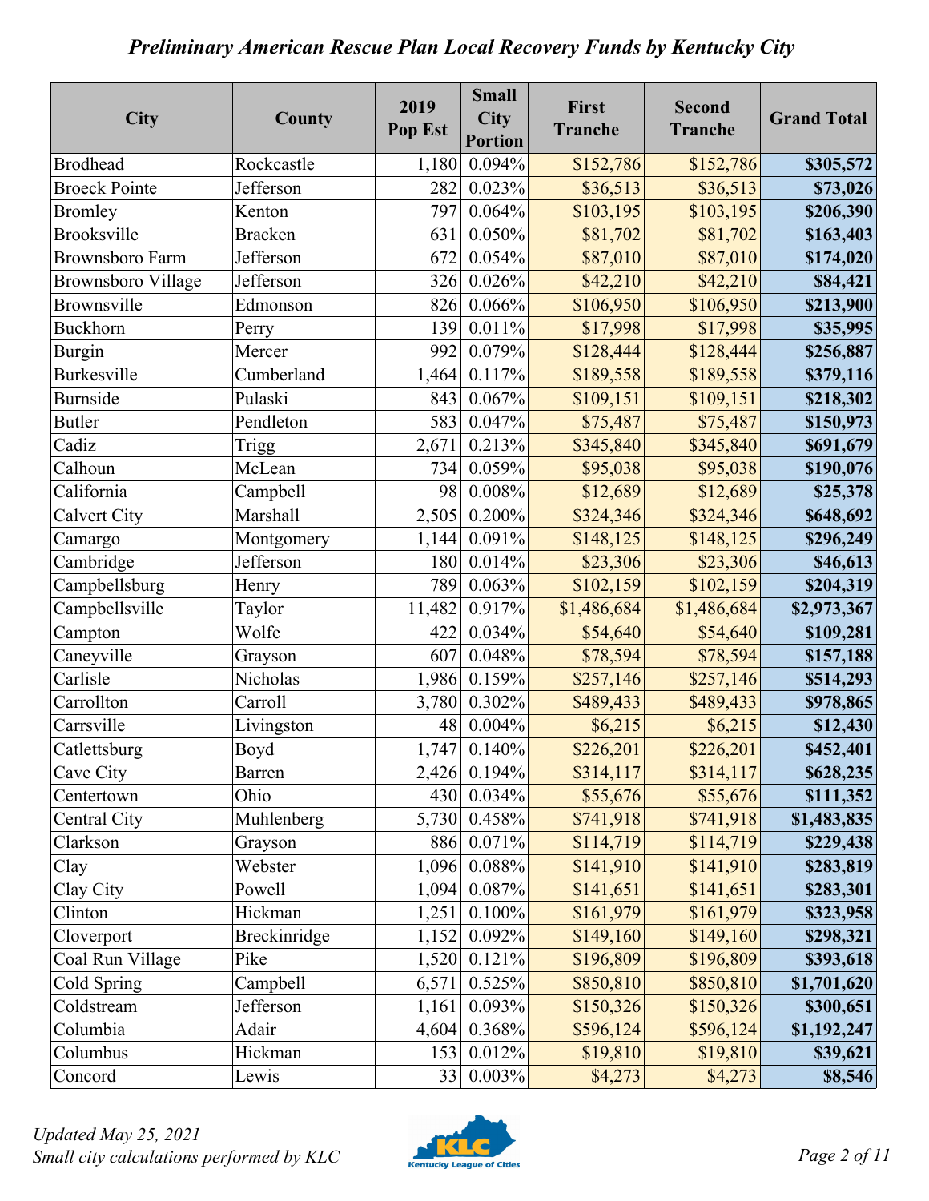# *Preliminary American Rescue Plan Local Recovery Funds by Kentucky City*

| City | County | 2019 Pop Est | Small City Portion | First Tranche | Second Tranche | Grand Total |
|---|---|---|---|---|---|---|
| Brodhead | Rockcastle | 1,180 | 0.094% | $152,786 | $152,786 | **$305,572** |
| Broeck Pointe | Jefferson | 282 | 0.023% | $36,513 | $36,513 | **$73,026** |
| Bromley | Kenton | 797 | 0.064% | $103,195 | $103,195 | **$206,390** |
| Brooksville | Bracken | 631 | 0.050% | $81,702 | $81,702 | **$163,403** |
| Brownsboro Farm | Jefferson | 672 | 0.054% | $87,010 | $87,010 | **$174,020** |
| Brownsboro Village | Jefferson | 326 | 0.026% | $42,210 | $42,210 | **$84,421** |
| Brownsville | Edmonson | 826 | 0.066% | $106,950 | $106,950 | **$213,900** |
| Buckhorn | Perry | 139 | 0.011% | $17,998 | $17,998 | **$35,995** |
| Burgin | Mercer | 992 | 0.079% | $128,444 | $128,444 | **$256,887** |
| Burkesville | Cumberland | 1,464 | 0.117% | $189,558 | $189,558 | **$379,116** |
| Burnside | Pulaski | 843 | 0.067% | $109,151 | $109,151 | **$218,302** |
| Butler | Pendleton | 583 | 0.047% | $75,487 | $75,487 | **$150,973** |
| Cadiz | Trigg | 2,671 | 0.213% | $345,840 | $345,840 | **$691,679** |
| Calhoun | McLean | 734 | 0.059% | $95,038 | $95,038 | **$190,076** |
| California | Campbell | 98 | 0.008% | $12,689 | $12,689 | **$25,378** |
| Calvert City | Marshall | 2,505 | 0.200% | $324,346 | $324,346 | **$648,692** |
| Camargo | Montgomery | 1,144 | 0.091% | $148,125 | $148,125 | **$296,249** |
| Cambridge | Jefferson | 180 | 0.014% | $23,306 | $23,306 | **$46,613** |
| Campbellsburg | Henry | 789 | 0.063% | $102,159 | $102,159 | **$204,319** |
| Campbellsville | Taylor | 11,482 | 0.917% | $1,486,684 | $1,486,684 | **$2,973,367** |
| Campton | Wolfe | 422 | 0.034% | $54,640 | $54,640 | **$109,281** |
| Caneyville | Grayson | 607 | 0.048% | $78,594 | $78,594 | **$157,188** |
| Carlisle | Nicholas | 1,986 | 0.159% | $257,146 | $257,146 | **$514,293** |
| Carrollton | Carroll | 3,780 | 0.302% | $489,433 | $489,433 | **$978,865** |
| Carrsville | Livingston | 48 | 0.004% | $6,215 | $6,215 | **$12,430** |
| Catlettsburg | Boyd | 1,747 | 0.140% | $226,201 | $226,201 | **$452,401** |
| Cave City | Barren | 2,426 | 0.194% | $314,117 | $314,117 | **$628,235** |
| Centertown | Ohio | 430 | 0.034% | $55,676 | $55,676 | **$111,352** |
| Central City | Muhlenberg | 5,730 | 0.458% | $741,918 | $741,918 | **$1,483,835** |
| Clarkson | Grayson | 886 | 0.071% | $114,719 | $114,719 | **$229,438** |
| Clay | Webster | 1,096 | 0.088% | $141,910 | $141,910 | **$283,819** |
| Clay City | Powell | 1,094 | 0.087% | $141,651 | $141,651 | **$283,301** |
| Clinton | Hickman | 1,251 | 0.100% | $161,979 | $161,979 | **$323,958** |
| Cloverport | Breckinridge | 1,152 | 0.092% | $149,160 | $149,160 | **$298,321** |
| Coal Run Village | Pike | 1,520 | 0.121% | $196,809 | $196,809 | **$393,618** |
| Cold Spring | Campbell | 6,571 | 0.525% | $850,810 | $850,810 | **$1,701,620** |
| Coldstream | Jefferson | 1,161 | 0.093% | $150,326 | $150,326 | **$300,651** |
| Columbia | Adair | 4,604 | 0.368% | $596,124 | $596,124 | **$1,192,247** |
| Columbus | Hickman | 153 | 0.012% | $19,810 | $19,810 | **$39,621** |
| Concord | Lewis | 33 | 0.003% | $4,273 | $4,273 | **$8,546** |

*Updated May 25, 2021*
*Small city calculations performed by KLC*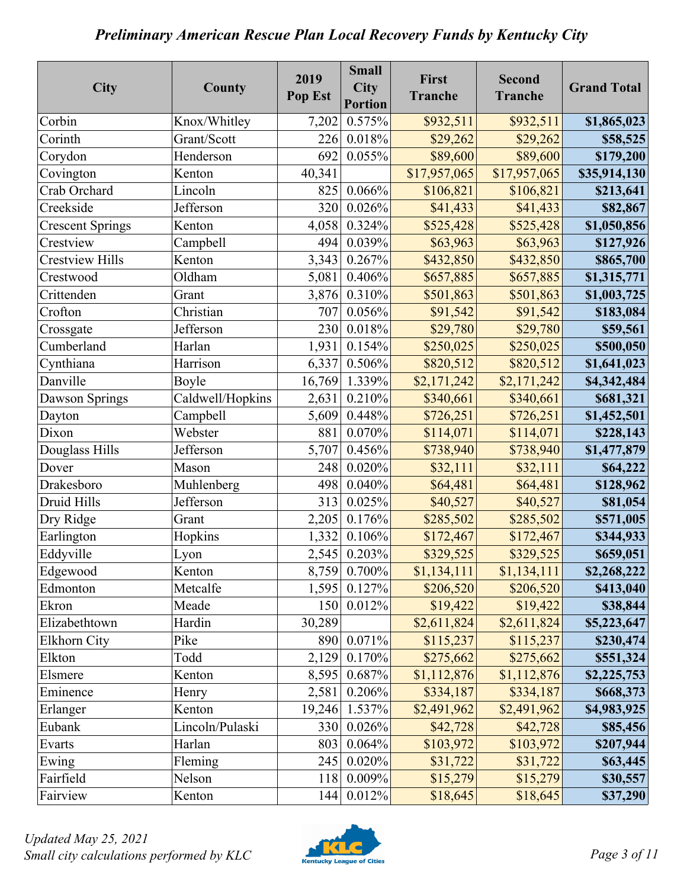# *Preliminary American Rescue Plan Local Recovery Funds by Kentucky City*

| City | County | 2019 Pop Est | Small City Portion | First Tranche | Second Tranche | Grand Total |
|---|---|---|---|---|---|---|
| Corbin | Knox/Whitley | 7,202 | 0.575% | $932,511 | $932,511 | **$1,865,023** |
| Corinth | Grant/Scott | 226 | 0.018% | $29,262 | $29,262 | **$58,525** |
| Corydon | Henderson | 692 | 0.055% | $89,600 | $89,600 | **$179,200** |
| Covington | Kenton | 40,341 | | $17,957,065 | $17,957,065 | **$35,914,130** |
| Crab Orchard | Lincoln | 825 | 0.066% | $106,821 | $106,821 | **$213,641** |
| Creekside | Jefferson | 320 | 0.026% | $41,433 | $41,433 | **$82,867** |
| Crescent Springs | Kenton | 4,058 | 0.324% | $525,428 | $525,428 | **$1,050,856** |
| Crestview | Campbell | 494 | 0.039% | $63,963 | $63,963 | **$127,926** |
| Crestview Hills | Kenton | 3,343 | 0.267% | $432,850 | $432,850 | **$865,700** |
| Crestwood | Oldham | 5,081 | 0.406% | $657,885 | $657,885 | **$1,315,771** |
| Crittenden | Grant | 3,876 | 0.310% | $501,863 | $501,863 | **$1,003,725** |
| Crofton | Christian | 707 | 0.056% | $91,542 | $91,542 | **$183,084** |
| Crossgate | Jefferson | 230 | 0.018% | $29,780 | $29,780 | **$59,561** |
| Cumberland | Harlan | 1,931 | 0.154% | $250,025 | $250,025 | **$500,050** |
| Cynthiana | Harrison | 6,337 | 0.506% | $820,512 | $820,512 | **$1,641,023** |
| Danville | Boyle | 16,769 | 1.339% | $2,171,242 | $2,171,242 | **$4,342,484** |
| Dawson Springs | Caldwell/Hopkins | 2,631 | 0.210% | $340,661 | $340,661 | **$681,321** |
| Dayton | Campbell | 5,609 | 0.448% | $726,251 | $726,251 | **$1,452,501** |
| Dixon | Webster | 881 | 0.070% | $114,071 | $114,071 | **$228,143** |
| Douglass Hills | Jefferson | 5,707 | 0.456% | $738,940 | $738,940 | **$1,477,879** |
| Dover | Mason | 248 | 0.020% | $32,111 | $32,111 | **$64,222** |
| Drakesboro | Muhlenberg | 498 | 0.040% | $64,481 | $64,481 | **$128,962** |
| Druid Hills | Jefferson | 313 | 0.025% | $40,527 | $40,527 | **$81,054** |
| Dry Ridge | Grant | 2,205 | 0.176% | $285,502 | $285,502 | **$571,005** |
| Earlington | Hopkins | 1,332 | 0.106% | $172,467 | $172,467 | **$344,933** |
| Eddyville | Lyon | 2,545 | 0.203% | $329,525 | $329,525 | **$659,051** |
| Edgewood | Kenton | 8,759 | 0.700% | $1,134,111 | $1,134,111 | **$2,268,222** |
| Edmonton | Metcalfe | 1,595 | 0.127% | $206,520 | $206,520 | **$413,040** |
| Ekron | Meade | 150 | 0.012% | $19,422 | $19,422 | **$38,844** |
| Elizabethtown | Hardin | 30,289 | | $2,611,824 | $2,611,824 | **$5,223,647** |
| Elkhorn City | Pike | 890 | 0.071% | $115,237 | $115,237 | **$230,474** |
| Elkton | Todd | 2,129 | 0.170% | $275,662 | $275,662 | **$551,324** |
| Elsmere | Kenton | 8,595 | 0.687% | $1,112,876 | $1,112,876 | **$2,225,753** |
| Eminence | Henry | 2,581 | 0.206% | $334,187 | $334,187 | **$668,373** |
| Erlanger | Kenton | 19,246 | 1.537% | $2,491,962 | $2,491,962 | **$4,983,925** |
| Eubank | Lincoln/Pulaski | 330 | 0.026% | $42,728 | $42,728 | **$85,456** |
| Evarts | Harlan | 803 | 0.064% | $103,972 | $103,972 | **$207,944** |
| Ewing | Fleming | 245 | 0.020% | $31,722 | $31,722 | **$63,445** |
| Fairfield | Nelson | 118 | 0.009% | $15,279 | $15,279 | **$30,557** |
| Fairview | Kenton | 144 | 0.012% | $18,645 | $18,645 | **$37,290** |

*Updated May 25, 2021*
*Small city calculations performed by KLC*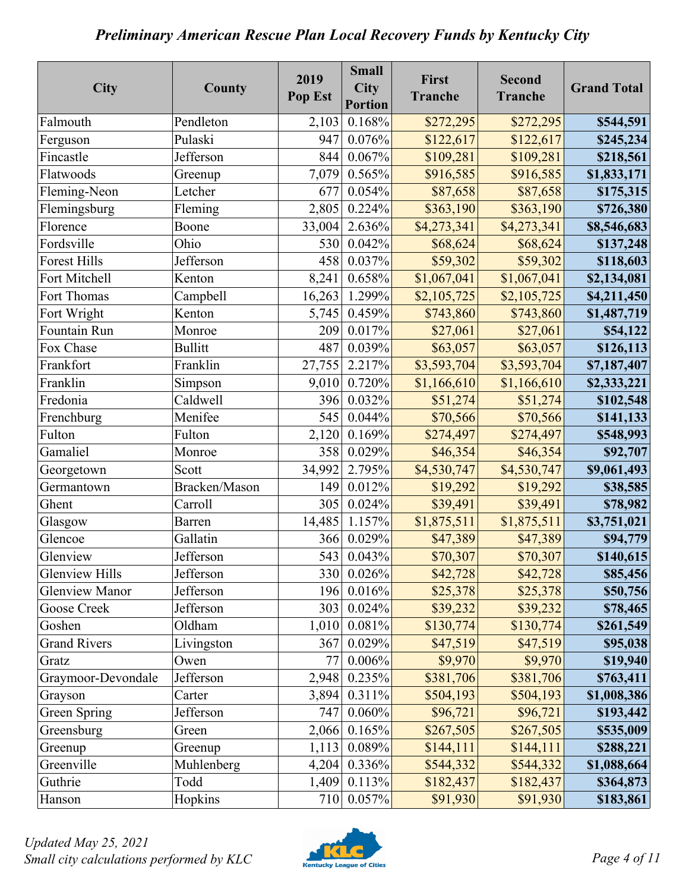# *Preliminary American Rescue Plan Local Recovery Funds by Kentucky City*

| City | County | 2019 Pop Est | Small City Portion | First Tranche | Second Tranche | Grand Total |
|---|---|---|---|---|---|---|
| Falmouth | Pendleton | 2,103 | 0.168% | $272,295 | $272,295 | **$544,591** |
| Ferguson | Pulaski | 947 | 0.076% | $122,617 | $122,617 | **$245,234** |
| Fincastle | Jefferson | 844 | 0.067% | $109,281 | $109,281 | **$218,561** |
| Flatwoods | Greenup | 7,079 | 0.565% | $916,585 | $916,585 | **$1,833,171** |
| Fleming-Neon | Letcher | 677 | 0.054% | $87,658 | $87,658 | **$175,315** |
| Flemingsburg | Fleming | 2,805 | 0.224% | $363,190 | $363,190 | **$726,380** |
| Florence | Boone | 33,004 | 2.636% | $4,273,341 | $4,273,341 | **$8,546,683** |
| Fordsville | Ohio | 530 | 0.042% | $68,624 | $68,624 | **$137,248** |
| Forest Hills | Jefferson | 458 | 0.037% | $59,302 | $59,302 | **$118,603** |
| Fort Mitchell | Kenton | 8,241 | 0.658% | $1,067,041 | $1,067,041 | **$2,134,081** |
| Fort Thomas | Campbell | 16,263 | 1.299% | $2,105,725 | $2,105,725 | **$4,211,450** |
| Fort Wright | Kenton | 5,745 | 0.459% | $743,860 | $743,860 | **$1,487,719** |
| Fountain Run | Monroe | 209 | 0.017% | $27,061 | $27,061 | **$54,122** |
| Fox Chase | Bullitt | 487 | 0.039% | $63,057 | $63,057 | **$126,113** |
| Frankfort | Franklin | 27,755 | 2.217% | $3,593,704 | $3,593,704 | **$7,187,407** |
| Franklin | Simpson | 9,010 | 0.720% | $1,166,610 | $1,166,610 | **$2,333,221** |
| Fredonia | Caldwell | 396 | 0.032% | $51,274 | $51,274 | **$102,548** |
| Frenchburg | Menifee | 545 | 0.044% | $70,566 | $70,566 | **$141,133** |
| Fulton | Fulton | 2,120 | 0.169% | $274,497 | $274,497 | **$548,993** |
| Gamaliel | Monroe | 358 | 0.029% | $46,354 | $46,354 | **$92,707** |
| Georgetown | Scott | 34,992 | 2.795% | $4,530,747 | $4,530,747 | **$9,061,493** |
| Germantown | Bracken/Mason | 149 | 0.012% | $19,292 | $19,292 | **$38,585** |
| Ghent | Carroll | 305 | 0.024% | $39,491 | $39,491 | **$78,982** |
| Glasgow | Barren | 14,485 | 1.157% | $1,875,511 | $1,875,511 | **$3,751,021** |
| Glencoe | Gallatin | 366 | 0.029% | $47,389 | $47,389 | **$94,779** |
| Glenview | Jefferson | 543 | 0.043% | $70,307 | $70,307 | **$140,615** |
| Glenview Hills | Jefferson | 330 | 0.026% | $42,728 | $42,728 | **$85,456** |
| Glenview Manor | Jefferson | 196 | 0.016% | $25,378 | $25,378 | **$50,756** |
| Goose Creek | Jefferson | 303 | 0.024% | $39,232 | $39,232 | **$78,465** |
| Goshen | Oldham | 1,010 | 0.081% | $130,774 | $130,774 | **$261,549** |
| Grand Rivers | Livingston | 367 | 0.029% | $47,519 | $47,519 | **$95,038** |
| Gratz | Owen | 77 | 0.006% | $9,970 | $9,970 | **$19,940** |
| Graymoor-Devondale | Jefferson | 2,948 | 0.235% | $381,706 | $381,706 | **$763,411** |
| Grayson | Carter | 3,894 | 0.311% | $504,193 | $504,193 | **$1,008,386** |
| Green Spring | Jefferson | 747 | 0.060% | $96,721 | $96,721 | **$193,442** |
| Greensburg | Green | 2,066 | 0.165% | $267,505 | $267,505 | **$535,009** |
| Greenup | Greenup | 1,113 | 0.089% | $144,111 | $144,111 | **$288,221** |
| Greenville | Muhlenberg | 4,204 | 0.336% | $544,332 | $544,332 | **$1,088,664** |
| Guthrie | Todd | 1,409 | 0.113% | $182,437 | $182,437 | **$364,873** |
| Hanson | Hopkins | 710 | 0.057% | $91,930 | $91,930 | **$183,861** |

*Updated May 25, 2021*
*Small city calculations performed by KLC*

Kentucky League of Cities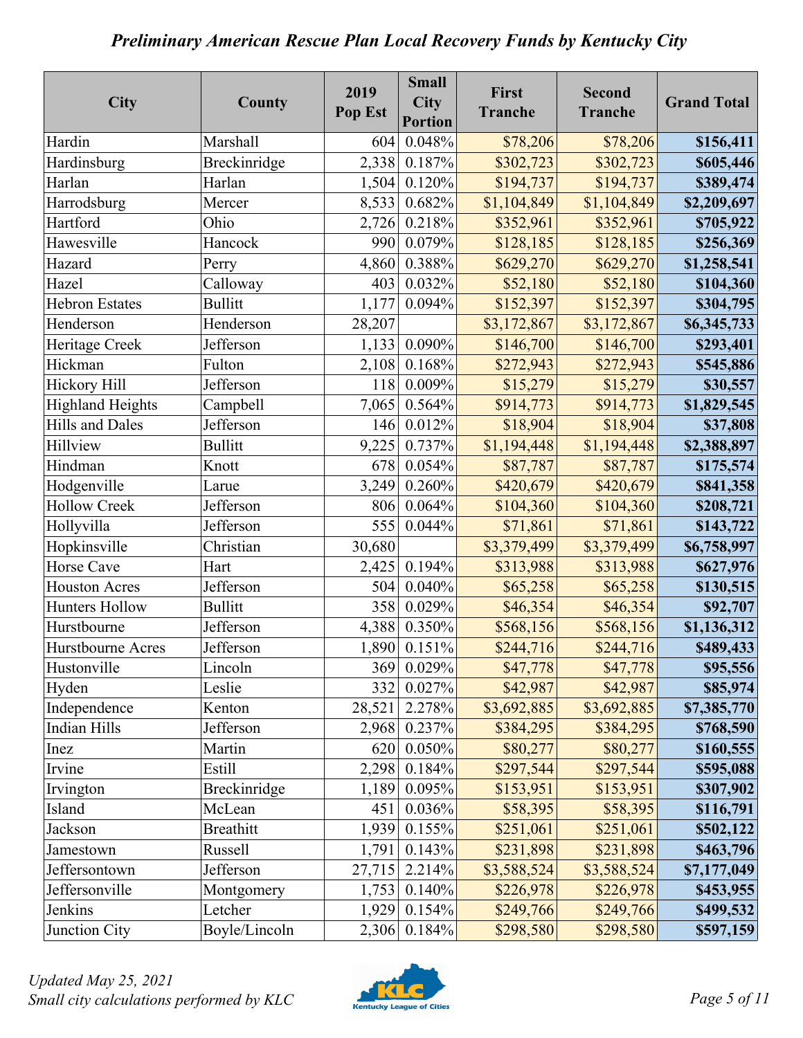# *Preliminary American Rescue Plan Local Recovery Funds by Kentucky City*

| City | County | 2019 Pop Est | Small City Portion | First Tranche | Second Tranche | Grand Total |
|---|---|---|---|---|---|---|
| Hardin | Marshall | 604 | 0.048% | $78,206 | $78,206 | **$156,411** |
| Hardinsburg | Breckinridge | 2,338 | 0.187% | $302,723 | $302,723 | **$605,446** |
| Harlan | Harlan | 1,504 | 0.120% | $194,737 | $194,737 | **$389,474** |
| Harrodsburg | Mercer | 8,533 | 0.682% | $1,104,849 | $1,104,849 | **$2,209,697** |
| Hartford | Ohio | 2,726 | 0.218% | $352,961 | $352,961 | **$705,922** |
| Hawesville | Hancock | 990 | 0.079% | $128,185 | $128,185 | **$256,369** |
| Hazard | Perry | 4,860 | 0.388% | $629,270 | $629,270 | **$1,258,541** |
| Hazel | Calloway | 403 | 0.032% | $52,180 | $52,180 | **$104,360** |
| Hebron Estates | Bullitt | 1,177 | 0.094% | $152,397 | $152,397 | **$304,795** |
| Henderson | Henderson | 28,207 | | $3,172,867 | $3,172,867 | **$6,345,733** |
| Heritage Creek | Jefferson | 1,133 | 0.090% | $146,700 | $146,700 | **$293,401** |
| Hickman | Fulton | 2,108 | 0.168% | $272,943 | $272,943 | **$545,886** |
| Hickory Hill | Jefferson | 118 | 0.009% | $15,279 | $15,279 | **$30,557** |
| Highland Heights | Campbell | 7,065 | 0.564% | $914,773 | $914,773 | **$1,829,545** |
| Hills and Dales | Jefferson | 146 | 0.012% | $18,904 | $18,904 | **$37,808** |
| Hillview | Bullitt | 9,225 | 0.737% | $1,194,448 | $1,194,448 | **$2,388,897** |
| Hindman | Knott | 678 | 0.054% | $87,787 | $87,787 | **$175,574** |
| Hodgenville | Larue | 3,249 | 0.260% | $420,679 | $420,679 | **$841,358** |
| Hollow Creek | Jefferson | 806 | 0.064% | $104,360 | $104,360 | **$208,721** |
| Hollyvilla | Jefferson | 555 | 0.044% | $71,861 | $71,861 | **$143,722** |
| Hopkinsville | Christian | 30,680 | | $3,379,499 | $3,379,499 | **$6,758,997** |
| Horse Cave | Hart | 2,425 | 0.194% | $313,988 | $313,988 | **$627,976** |
| Houston Acres | Jefferson | 504 | 0.040% | $65,258 | $65,258 | **$130,515** |
| Hunters Hollow | Bullitt | 358 | 0.029% | $46,354 | $46,354 | **$92,707** |
| Hurstbourne | Jefferson | 4,388 | 0.350% | $568,156 | $568,156 | **$1,136,312** |
| Hurstbourne Acres | Jefferson | 1,890 | 0.151% | $244,716 | $244,716 | **$489,433** |
| Hustonville | Lincoln | 369 | 0.029% | $47,778 | $47,778 | **$95,556** |
| Hyden | Leslie | 332 | 0.027% | $42,987 | $42,987 | **$85,974** |
| Independence | Kenton | 28,521 | 2.278% | $3,692,885 | $3,692,885 | **$7,385,770** |
| Indian Hills | Jefferson | 2,968 | 0.237% | $384,295 | $384,295 | **$768,590** |
| Inez | Martin | 620 | 0.050% | $80,277 | $80,277 | **$160,555** |
| Irvine | Estill | 2,298 | 0.184% | $297,544 | $297,544 | **$595,088** |
| Irvington | Breckinridge | 1,189 | 0.095% | $153,951 | $153,951 | **$307,902** |
| Island | McLean | 451 | 0.036% | $58,395 | $58,395 | **$116,791** |
| Jackson | Breathitt | 1,939 | 0.155% | $251,061 | $251,061 | **$502,122** |
| Jamestown | Russell | 1,791 | 0.143% | $231,898 | $231,898 | **$463,796** |
| Jeffersontown | Jefferson | 27,715 | 2.214% | $3,588,524 | $3,588,524 | **$7,177,049** |
| Jeffersonville | Montgomery | 1,753 | 0.140% | $226,978 | $226,978 | **$453,955** |
| Jenkins | Letcher | 1,929 | 0.154% | $249,766 | $249,766 | **$499,532** |
| Junction City | Boyle/Lincoln | 2,306 | 0.184% | $298,580 | $298,580 | **$597,159** |

*Updated May 25, 2021*
*Small city calculations performed by KLC*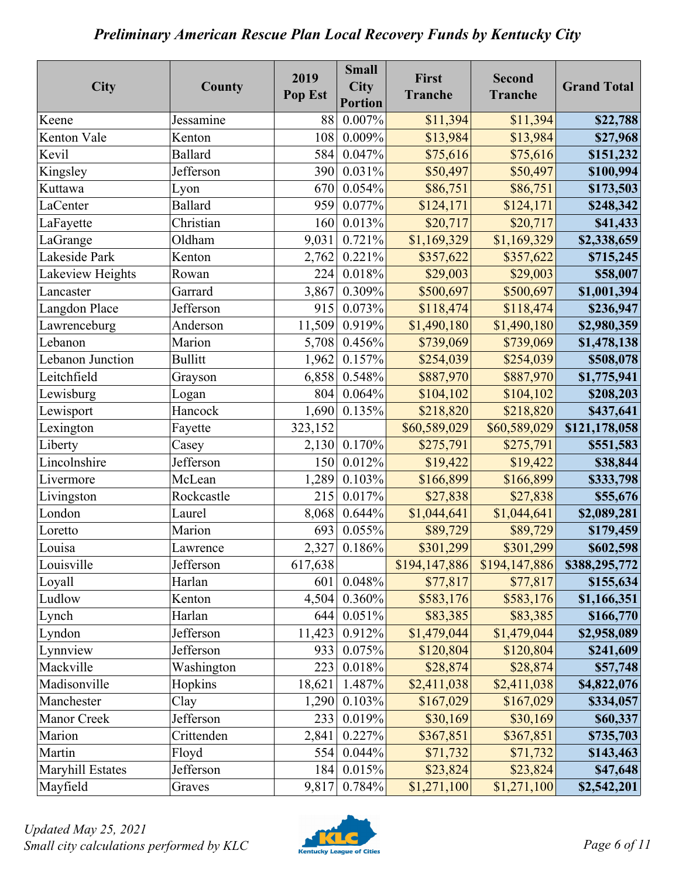## *Preliminary American Rescue Plan Local Recovery Funds by Kentucky City*

| City | County | 2019 Pop Est | Small City Portion | First Tranche | Second Tranche | Grand Total |
|---|---|---|---|---|---|---|
| Keene | Jessamine | 88 | 0.007% | $11,394 | $11,394 | **$22,788** |
| Kenton Vale | Kenton | 108 | 0.009% | $13,984 | $13,984 | **$27,968** |
| Kevil | Ballard | 584 | 0.047% | $75,616 | $75,616 | **$151,232** |
| Kingsley | Jefferson | 390 | 0.031% | $50,497 | $50,497 | **$100,994** |
| Kuttawa | Lyon | 670 | 0.054% | $86,751 | $86,751 | **$173,503** |
| LaCenter | Ballard | 959 | 0.077% | $124,171 | $124,171 | **$248,342** |
| LaFayette | Christian | 160 | 0.013% | $20,717 | $20,717 | **$41,433** |
| LaGrange | Oldham | 9,031 | 0.721% | $1,169,329 | $1,169,329 | **$2,338,659** |
| Lakeside Park | Kenton | 2,762 | 0.221% | $357,622 | $357,622 | **$715,245** |
| Lakeview Heights | Rowan | 224 | 0.018% | $29,003 | $29,003 | **$58,007** |
| Lancaster | Garrard | 3,867 | 0.309% | $500,697 | $500,697 | **$1,001,394** |
| Langdon Place | Jefferson | 915 | 0.073% | $118,474 | $118,474 | **$236,947** |
| Lawrenceburg | Anderson | 11,509 | 0.919% | $1,490,180 | $1,490,180 | **$2,980,359** |
| Lebanon | Marion | 5,708 | 0.456% | $739,069 | $739,069 | **$1,478,138** |
| Lebanon Junction | Bullitt | 1,962 | 0.157% | $254,039 | $254,039 | **$508,078** |
| Leitchfield | Grayson | 6,858 | 0.548% | $887,970 | $887,970 | **$1,775,941** |
| Lewisburg | Logan | 804 | 0.064% | $104,102 | $104,102 | **$208,203** |
| Lewisport | Hancock | 1,690 | 0.135% | $218,820 | $218,820 | **$437,641** |
| Lexington | Fayette | 323,152 | | $60,589,029 | $60,589,029 | **$121,178,058** |
| Liberty | Casey | 2,130 | 0.170% | $275,791 | $275,791 | **$551,583** |
| Lincolnshire | Jefferson | 150 | 0.012% | $19,422 | $19,422 | **$38,844** |
| Livermore | McLean | 1,289 | 0.103% | $166,899 | $166,899 | **$333,798** |
| Livingston | Rockcastle | 215 | 0.017% | $27,838 | $27,838 | **$55,676** |
| London | Laurel | 8,068 | 0.644% | $1,044,641 | $1,044,641 | **$2,089,281** |
| Loretto | Marion | 693 | 0.055% | $89,729 | $89,729 | **$179,459** |
| Louisa | Lawrence | 2,327 | 0.186% | $301,299 | $301,299 | **$602,598** |
| Louisville | Jefferson | 617,638 | | $194,147,886 | $194,147,886 | **$388,295,772** |
| Loyall | Harlan | 601 | 0.048% | $77,817 | $77,817 | **$155,634** |
| Ludlow | Kenton | 4,504 | 0.360% | $583,176 | $583,176 | **$1,166,351** |
| Lynch | Harlan | 644 | 0.051% | $83,385 | $83,385 | **$166,770** |
| Lyndon | Jefferson | 11,423 | 0.912% | $1,479,044 | $1,479,044 | **$2,958,089** |
| Lynnview | Jefferson | 933 | 0.075% | $120,804 | $120,804 | **$241,609** |
| Mackville | Washington | 223 | 0.018% | $28,874 | $28,874 | **$57,748** |
| Madisonville | Hopkins | 18,621 | 1.487% | $2,411,038 | $2,411,038 | **$4,822,076** |
| Manchester | Clay | 1,290 | 0.103% | $167,029 | $167,029 | **$334,057** |
| Manor Creek | Jefferson | 233 | 0.019% | $30,169 | $30,169 | **$60,337** |
| Marion | Crittenden | 2,841 | 0.227% | $367,851 | $367,851 | **$735,703** |
| Martin | Floyd | 554 | 0.044% | $71,732 | $71,732 | **$143,463** |
| Maryhill Estates | Jefferson | 184 | 0.015% | $23,824 | $23,824 | **$47,648** |
| Mayfield | Graves | 9,817 | 0.784% | $1,271,100 | $1,271,100 | **$2,542,201** |

*Updated May 25, 2021*
*Small city calculations performed by KLC*

Kentucky League of Cities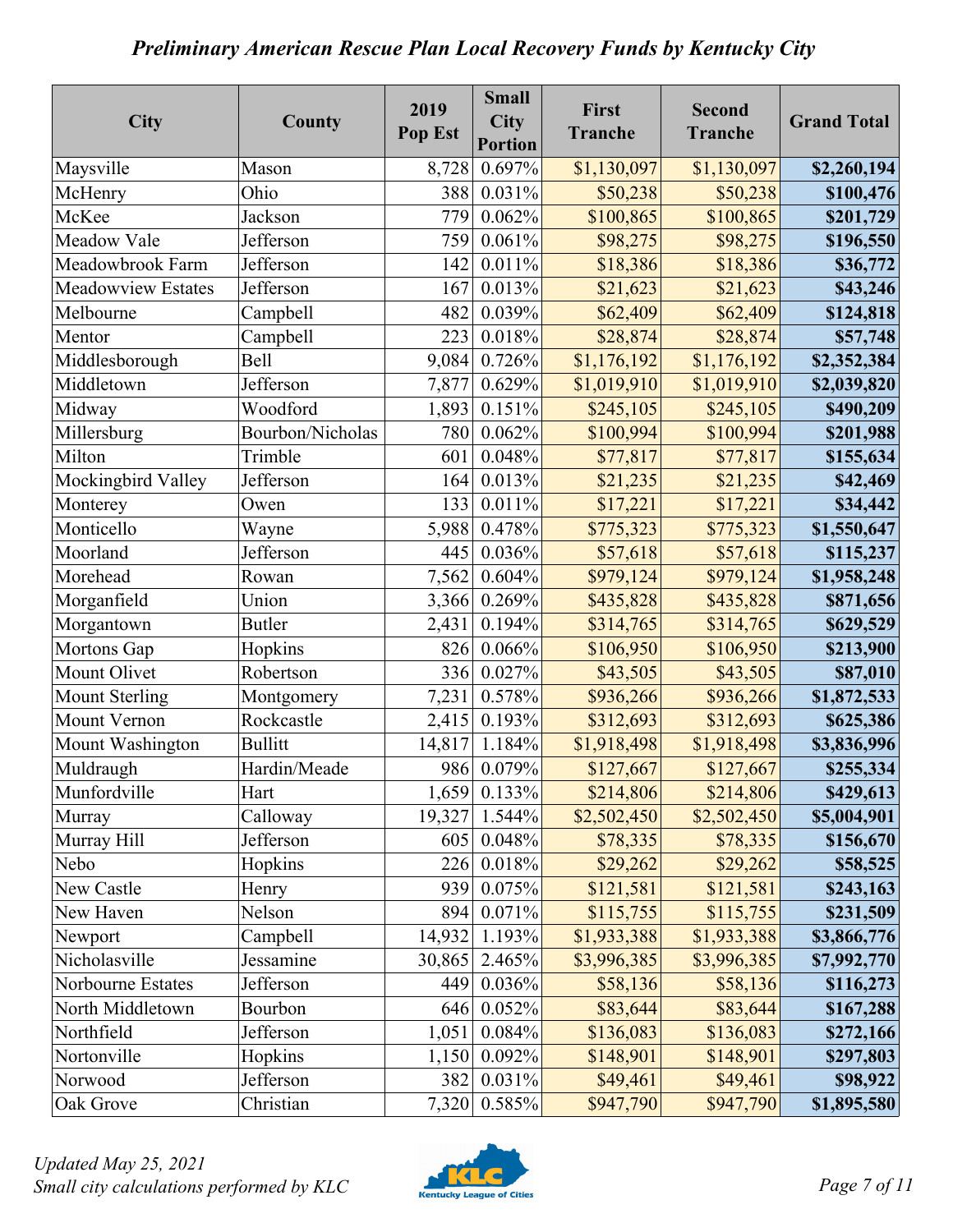# *Preliminary American Rescue Plan Local Recovery Funds by Kentucky City*

| City | County | 2019 Pop Est | Small City Portion | First Tranche | Second Tranche | Grand Total |
|---|---|---|---|---|---|---|
| Maysville | Mason | 8,728 | 0.697% | $1,130,097 | $1,130,097 | **$2,260,194** |
| McHenry | Ohio | 388 | 0.031% | $50,238 | $50,238 | **$100,476** |
| McKee | Jackson | 779 | 0.062% | $100,865 | $100,865 | **$201,729** |
| Meadow Vale | Jefferson | 759 | 0.061% | $98,275 | $98,275 | **$196,550** |
| Meadowbrook Farm | Jefferson | 142 | 0.011% | $18,386 | $18,386 | **$36,772** |
| Meadowview Estates | Jefferson | 167 | 0.013% | $21,623 | $21,623 | **$43,246** |
| Melbourne | Campbell | 482 | 0.039% | $62,409 | $62,409 | **$124,818** |
| Mentor | Campbell | 223 | 0.018% | $28,874 | $28,874 | **$57,748** |
| Middlesborough | Bell | 9,084 | 0.726% | $1,176,192 | $1,176,192 | **$2,352,384** |
| Middletown | Jefferson | 7,877 | 0.629% | $1,019,910 | $1,019,910 | **$2,039,820** |
| Midway | Woodford | 1,893 | 0.151% | $245,105 | $245,105 | **$490,209** |
| Millersburg | Bourbon/Nicholas | 780 | 0.062% | $100,994 | $100,994 | **$201,988** |
| Milton | Trimble | 601 | 0.048% | $77,817 | $77,817 | **$155,634** |
| Mockingbird Valley | Jefferson | 164 | 0.013% | $21,235 | $21,235 | **$42,469** |
| Monterey | Owen | 133 | 0.011% | $17,221 | $17,221 | **$34,442** |
| Monticello | Wayne | 5,988 | 0.478% | $775,323 | $775,323 | **$1,550,647** |
| Moorland | Jefferson | 445 | 0.036% | $57,618 | $57,618 | **$115,237** |
| Morehead | Rowan | 7,562 | 0.604% | $979,124 | $979,124 | **$1,958,248** |
| Morganfield | Union | 3,366 | 0.269% | $435,828 | $435,828 | **$871,656** |
| Morgantown | Butler | 2,431 | 0.194% | $314,765 | $314,765 | **$629,529** |
| Mortons Gap | Hopkins | 826 | 0.066% | $106,950 | $106,950 | **$213,900** |
| Mount Olivet | Robertson | 336 | 0.027% | $43,505 | $43,505 | **$87,010** |
| Mount Sterling | Montgomery | 7,231 | 0.578% | $936,266 | $936,266 | **$1,872,533** |
| Mount Vernon | Rockcastle | 2,415 | 0.193% | $312,693 | $312,693 | **$625,386** |
| Mount Washington | Bullitt | 14,817 | 1.184% | $1,918,498 | $1,918,498 | **$3,836,996** |
| Muldraugh | Hardin/Meade | 986 | 0.079% | $127,667 | $127,667 | **$255,334** |
| Munfordville | Hart | 1,659 | 0.133% | $214,806 | $214,806 | **$429,613** |
| Murray | Calloway | 19,327 | 1.544% | $2,502,450 | $2,502,450 | **$5,004,901** |
| Murray Hill | Jefferson | 605 | 0.048% | $78,335 | $78,335 | **$156,670** |
| Nebo | Hopkins | 226 | 0.018% | $29,262 | $29,262 | **$58,525** |
| New Castle | Henry | 939 | 0.075% | $121,581 | $121,581 | **$243,163** |
| New Haven | Nelson | 894 | 0.071% | $115,755 | $115,755 | **$231,509** |
| Newport | Campbell | 14,932 | 1.193% | $1,933,388 | $1,933,388 | **$3,866,776** |
| Nicholasville | Jessamine | 30,865 | 2.465% | $3,996,385 | $3,996,385 | **$7,992,770** |
| Norbourne Estates | Jefferson | 449 | 0.036% | $58,136 | $58,136 | **$116,273** |
| North Middletown | Bourbon | 646 | 0.052% | $83,644 | $83,644 | **$167,288** |
| Northfield | Jefferson | 1,051 | 0.084% | $136,083 | $136,083 | **$272,166** |
| Nortonville | Hopkins | 1,150 | 0.092% | $148,901 | $148,901 | **$297,803** |
| Norwood | Jefferson | 382 | 0.031% | $49,461 | $49,461 | **$98,922** |
| Oak Grove | Christian | 7,320 | 0.585% | $947,790 | $947,790 | **$1,895,580** |

*Updated May 25, 2021*
*Small city calculations performed by KLC*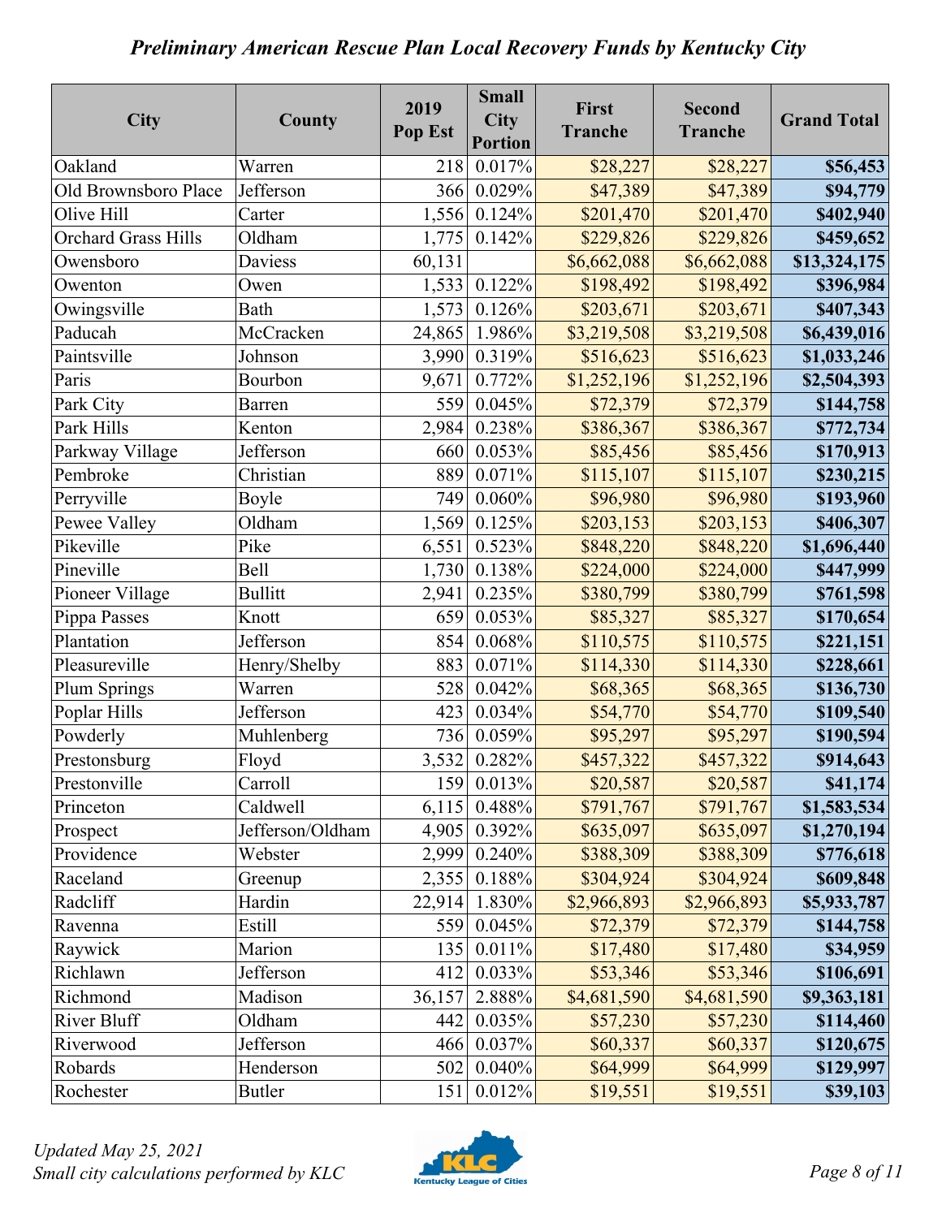# Preliminary American Rescue Plan Local Recovery Funds by Kentucky City

| City | County | 2019 Pop Est | Small City Portion | First Tranche | Second Tranche | Grand Total |
|---|---|---|---|---|---|---|
| Oakland | Warren | 218 | 0.017% | $28,227 | $28,227 | **$56,453** |
| Old Brownsboro Place | Jefferson | 366 | 0.029% | $47,389 | $47,389 | **$94,779** |
| Olive Hill | Carter | 1,556 | 0.124% | $201,470 | $201,470 | **$402,940** |
| Orchard Grass Hills | Oldham | 1,775 | 0.142% | $229,826 | $229,826 | **$459,652** |
| Owensboro | Daviess | 60,131 | | $6,662,088 | $6,662,088 | **$13,324,175** |
| Owenton | Owen | 1,533 | 0.122% | $198,492 | $198,492 | **$396,984** |
| Owingsville | Bath | 1,573 | 0.126% | $203,671 | $203,671 | **$407,343** |
| Paducah | McCracken | 24,865 | 1.986% | $3,219,508 | $3,219,508 | **$6,439,016** |
| Paintsville | Johnson | 3,990 | 0.319% | $516,623 | $516,623 | **$1,033,246** |
| Paris | Bourbon | 9,671 | 0.772% | $1,252,196 | $1,252,196 | **$2,504,393** |
| Park City | Barren | 559 | 0.045% | $72,379 | $72,379 | **$144,758** |
| Park Hills | Kenton | 2,984 | 0.238% | $386,367 | $386,367 | **$772,734** |
| Parkway Village | Jefferson | 660 | 0.053% | $85,456 | $85,456 | **$170,913** |
| Pembroke | Christian | 889 | 0.071% | $115,107 | $115,107 | **$230,215** |
| Perryville | Boyle | 749 | 0.060% | $96,980 | $96,980 | **$193,960** |
| Pewee Valley | Oldham | 1,569 | 0.125% | $203,153 | $203,153 | **$406,307** |
| Pikeville | Pike | 6,551 | 0.523% | $848,220 | $848,220 | **$1,696,440** |
| Pineville | Bell | 1,730 | 0.138% | $224,000 | $224,000 | **$447,999** |
| Pioneer Village | Bullitt | 2,941 | 0.235% | $380,799 | $380,799 | **$761,598** |
| Pippa Passes | Knott | 659 | 0.053% | $85,327 | $85,327 | **$170,654** |
| Plantation | Jefferson | 854 | 0.068% | $110,575 | $110,575 | **$221,151** |
| Pleasureville | Henry/Shelby | 883 | 0.071% | $114,330 | $114,330 | **$228,661** |
| Plum Springs | Warren | 528 | 0.042% | $68,365 | $68,365 | **$136,730** |
| Poplar Hills | Jefferson | 423 | 0.034% | $54,770 | $54,770 | **$109,540** |
| Powderly | Muhlenberg | 736 | 0.059% | $95,297 | $95,297 | **$190,594** |
| Prestonsburg | Floyd | 3,532 | 0.282% | $457,322 | $457,322 | **$914,643** |
| Prestonville | Carroll | 159 | 0.013% | $20,587 | $20,587 | **$41,174** |
| Princeton | Caldwell | 6,115 | 0.488% | $791,767 | $791,767 | **$1,583,534** |
| Prospect | Jefferson/Oldham | 4,905 | 0.392% | $635,097 | $635,097 | **$1,270,194** |
| Providence | Webster | 2,999 | 0.240% | $388,309 | $388,309 | **$776,618** |
| Raceland | Greenup | 2,355 | 0.188% | $304,924 | $304,924 | **$609,848** |
| Radcliff | Hardin | 22,914 | 1.830% | $2,966,893 | $2,966,893 | **$5,933,787** |
| Ravenna | Estill | 559 | 0.045% | $72,379 | $72,379 | **$144,758** |
| Raywick | Marion | 135 | 0.011% | $17,480 | $17,480 | **$34,959** |
| Richlawn | Jefferson | 412 | 0.033% | $53,346 | $53,346 | **$106,691** |
| Richmond | Madison | 36,157 | 2.888% | $4,681,590 | $4,681,590 | **$9,363,181** |
| River Bluff | Oldham | 442 | 0.035% | $57,230 | $57,230 | **$114,460** |
| Riverwood | Jefferson | 466 | 0.037% | $60,337 | $60,337 | **$120,675** |
| Robards | Henderson | 502 | 0.040% | $64,999 | $64,999 | **$129,997** |
| Rochester | Butler | 151 | 0.012% | $19,551 | $19,551 | **$39,103** |

*Updated May 25, 2021*
*Small city calculations performed by KLC*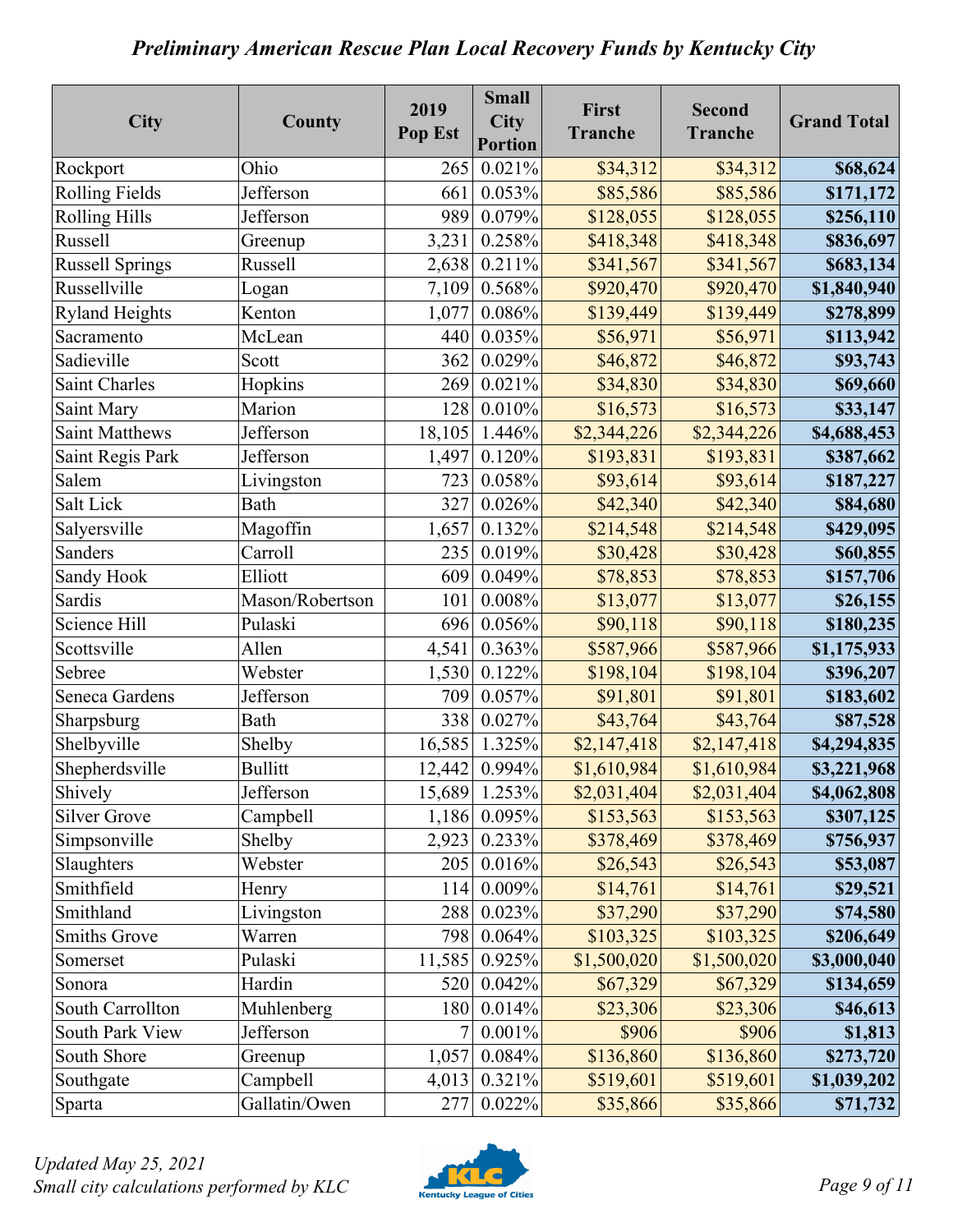*Preliminary American Rescue Plan Local Recovery Funds by Kentucky City*

| City | County | 2019 Pop Est | Small City Portion | First Tranche | Second Tranche | Grand Total |
|---|---|---|---|---|---|---|
| Rockport | Ohio | 265 | 0.021% | $34,312 | $34,312 | **$68,624** |
| Rolling Fields | Jefferson | 661 | 0.053% | $85,586 | $85,586 | **$171,172** |
| Rolling Hills | Jefferson | 989 | 0.079% | $128,055 | $128,055 | **$256,110** |
| Russell | Greenup | 3,231 | 0.258% | $418,348 | $418,348 | **$836,697** |
| Russell Springs | Russell | 2,638 | 0.211% | $341,567 | $341,567 | **$683,134** |
| Russellville | Logan | 7,109 | 0.568% | $920,470 | $920,470 | **$1,840,940** |
| Ryland Heights | Kenton | 1,077 | 0.086% | $139,449 | $139,449 | **$278,899** |
| Sacramento | McLean | 440 | 0.035% | $56,971 | $56,971 | **$113,942** |
| Sadieville | Scott | 362 | 0.029% | $46,872 | $46,872 | **$93,743** |
| Saint Charles | Hopkins | 269 | 0.021% | $34,830 | $34,830 | **$69,660** |
| Saint Mary | Marion | 128 | 0.010% | $16,573 | $16,573 | **$33,147** |
| Saint Matthews | Jefferson | 18,105 | 1.446% | $2,344,226 | $2,344,226 | **$4,688,453** |
| Saint Regis Park | Jefferson | 1,497 | 0.120% | $193,831 | $193,831 | **$387,662** |
| Salem | Livingston | 723 | 0.058% | $93,614 | $93,614 | **$187,227** |
| Salt Lick | Bath | 327 | 0.026% | $42,340 | $42,340 | **$84,680** |
| Salyersville | Magoffin | 1,657 | 0.132% | $214,548 | $214,548 | **$429,095** |
| Sanders | Carroll | 235 | 0.019% | $30,428 | $30,428 | **$60,855** |
| Sandy Hook | Elliott | 609 | 0.049% | $78,853 | $78,853 | **$157,706** |
| Sardis | Mason/Robertson | 101 | 0.008% | $13,077 | $13,077 | **$26,155** |
| Science Hill | Pulaski | 696 | 0.056% | $90,118 | $90,118 | **$180,235** |
| Scottsville | Allen | 4,541 | 0.363% | $587,966 | $587,966 | **$1,175,933** |
| Sebree | Webster | 1,530 | 0.122% | $198,104 | $198,104 | **$396,207** |
| Seneca Gardens | Jefferson | 709 | 0.057% | $91,801 | $91,801 | **$183,602** |
| Sharpsburg | Bath | 338 | 0.027% | $43,764 | $43,764 | **$87,528** |
| Shelbyville | Shelby | 16,585 | 1.325% | $2,147,418 | $2,147,418 | **$4,294,835** |
| Shepherdsville | Bullitt | 12,442 | 0.994% | $1,610,984 | $1,610,984 | **$3,221,968** |
| Shively | Jefferson | 15,689 | 1.253% | $2,031,404 | $2,031,404 | **$4,062,808** |
| Silver Grove | Campbell | 1,186 | 0.095% | $153,563 | $153,563 | **$307,125** |
| Simpsonville | Shelby | 2,923 | 0.233% | $378,469 | $378,469 | **$756,937** |
| Slaughters | Webster | 205 | 0.016% | $26,543 | $26,543 | **$53,087** |
| Smithfield | Henry | 114 | 0.009% | $14,761 | $14,761 | **$29,521** |
| Smithland | Livingston | 288 | 0.023% | $37,290 | $37,290 | **$74,580** |
| Smiths Grove | Warren | 798 | 0.064% | $103,325 | $103,325 | **$206,649** |
| Somerset | Pulaski | 11,585 | 0.925% | $1,500,020 | $1,500,020 | **$3,000,040** |
| Sonora | Hardin | 520 | 0.042% | $67,329 | $67,329 | **$134,659** |
| South Carrollton | Muhlenberg | 180 | 0.014% | $23,306 | $23,306 | **$46,613** |
| South Park View | Jefferson | 7 | 0.001% | $906 | $906 | **$1,813** |
| South Shore | Greenup | 1,057 | 0.084% | $136,860 | $136,860 | **$273,720** |
| Southgate | Campbell | 4,013 | 0.321% | $519,601 | $519,601 | **$1,039,202** |
| Sparta | Gallatin/Owen | 277 | 0.022% | $35,866 | $35,866 | **$71,732** |

*Updated May 25, 2021*
*Small city calculations performed by KLC*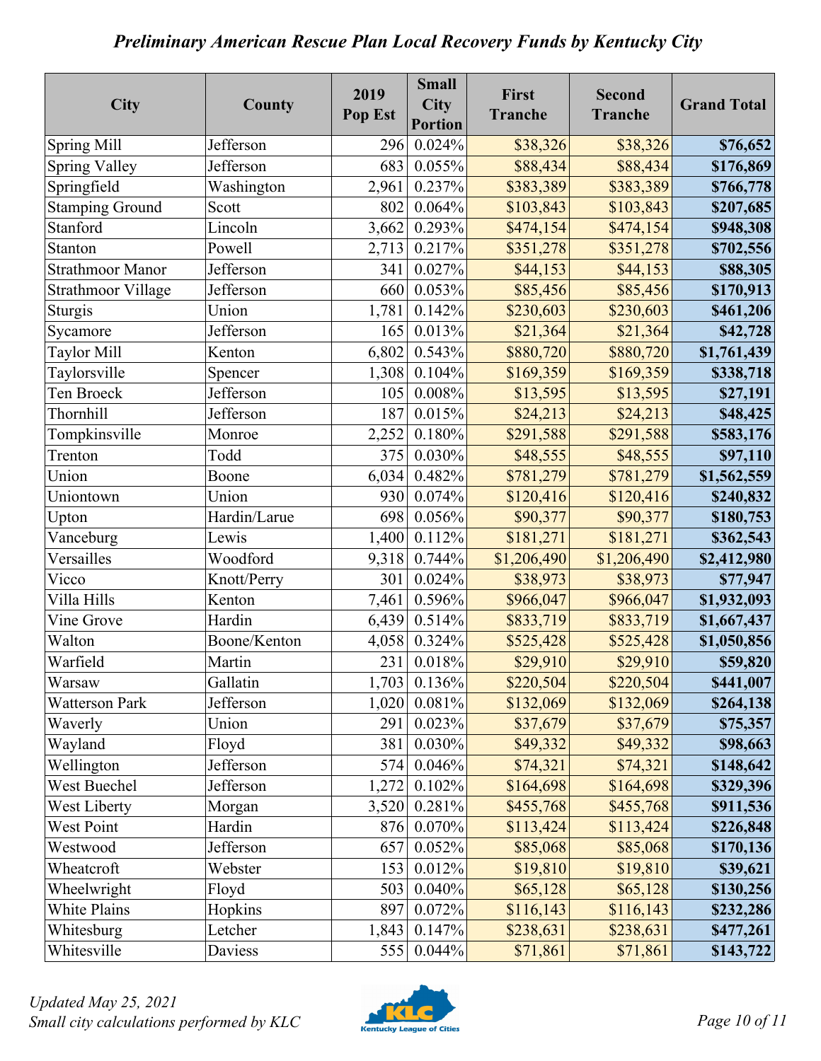# *Preliminary American Rescue Plan Local Recovery Funds by Kentucky City*

| City | County | 2019 Pop Est | Small City Portion | First Tranche | Second Tranche | Grand Total |
|---|---|---|---|---|---|---|
| Spring Mill | Jefferson | 296 | 0.024% | $38,326 | $38,326 | **$76,652** |
| Spring Valley | Jefferson | 683 | 0.055% | $88,434 | $88,434 | **$176,869** |
| Springfield | Washington | 2,961 | 0.237% | $383,389 | $383,389 | **$766,778** |
| Stamping Ground | Scott | 802 | 0.064% | $103,843 | $103,843 | **$207,685** |
| Stanford | Lincoln | 3,662 | 0.293% | $474,154 | $474,154 | **$948,308** |
| Stanton | Powell | 2,713 | 0.217% | $351,278 | $351,278 | **$702,556** |
| Strathmoor Manor | Jefferson | 341 | 0.027% | $44,153 | $44,153 | **$88,305** |
| Strathmoor Village | Jefferson | 660 | 0.053% | $85,456 | $85,456 | **$170,913** |
| Sturgis | Union | 1,781 | 0.142% | $230,603 | $230,603 | **$461,206** |
| Sycamore | Jefferson | 165 | 0.013% | $21,364 | $21,364 | **$42,728** |
| Taylor Mill | Kenton | 6,802 | 0.543% | $880,720 | $880,720 | **$1,761,439** |
| Taylorsville | Spencer | 1,308 | 0.104% | $169,359 | $169,359 | **$338,718** |
| Ten Broeck | Jefferson | 105 | 0.008% | $13,595 | $13,595 | **$27,191** |
| Thornhill | Jefferson | 187 | 0.015% | $24,213 | $24,213 | **$48,425** |
| Tompkinsville | Monroe | 2,252 | 0.180% | $291,588 | $291,588 | **$583,176** |
| Trenton | Todd | 375 | 0.030% | $48,555 | $48,555 | **$97,110** |
| Union | Boone | 6,034 | 0.482% | $781,279 | $781,279 | **$1,562,559** |
| Uniontown | Union | 930 | 0.074% | $120,416 | $120,416 | **$240,832** |
| Upton | Hardin/Larue | 698 | 0.056% | $90,377 | $90,377 | **$180,753** |
| Vanceburg | Lewis | 1,400 | 0.112% | $181,271 | $181,271 | **$362,543** |
| Versailles | Woodford | 9,318 | 0.744% | $1,206,490 | $1,206,490 | **$2,412,980** |
| Vicco | Knott/Perry | 301 | 0.024% | $38,973 | $38,973 | **$77,947** |
| Villa Hills | Kenton | 7,461 | 0.596% | $966,047 | $966,047 | **$1,932,093** |
| Vine Grove | Hardin | 6,439 | 0.514% | $833,719 | $833,719 | **$1,667,437** |
| Walton | Boone/Kenton | 4,058 | 0.324% | $525,428 | $525,428 | **$1,050,856** |
| Warfield | Martin | 231 | 0.018% | $29,910 | $29,910 | **$59,820** |
| Warsaw | Gallatin | 1,703 | 0.136% | $220,504 | $220,504 | **$441,007** |
| Watterson Park | Jefferson | 1,020 | 0.081% | $132,069 | $132,069 | **$264,138** |
| Waverly | Union | 291 | 0.023% | $37,679 | $37,679 | **$75,357** |
| Wayland | Floyd | 381 | 0.030% | $49,332 | $49,332 | **$98,663** |
| Wellington | Jefferson | 574 | 0.046% | $74,321 | $74,321 | **$148,642** |
| West Buechel | Jefferson | 1,272 | 0.102% | $164,698 | $164,698 | **$329,396** |
| West Liberty | Morgan | 3,520 | 0.281% | $455,768 | $455,768 | **$911,536** |
| West Point | Hardin | 876 | 0.070% | $113,424 | $113,424 | **$226,848** |
| Westwood | Jefferson | 657 | 0.052% | $85,068 | $85,068 | **$170,136** |
| Wheatcroft | Webster | 153 | 0.012% | $19,810 | $19,810 | **$39,621** |
| Wheelwright | Floyd | 503 | 0.040% | $65,128 | $65,128 | **$130,256** |
| White Plains | Hopkins | 897 | 0.072% | $116,143 | $116,143 | **$232,286** |
| Whitesburg | Letcher | 1,843 | 0.147% | $238,631 | $238,631 | **$477,261** |
| Whitesville | Daviess | 555 | 0.044% | $71,861 | $71,861 | **$143,722** |

*Updated May 25, 2021*
*Small city calculations performed by KLC*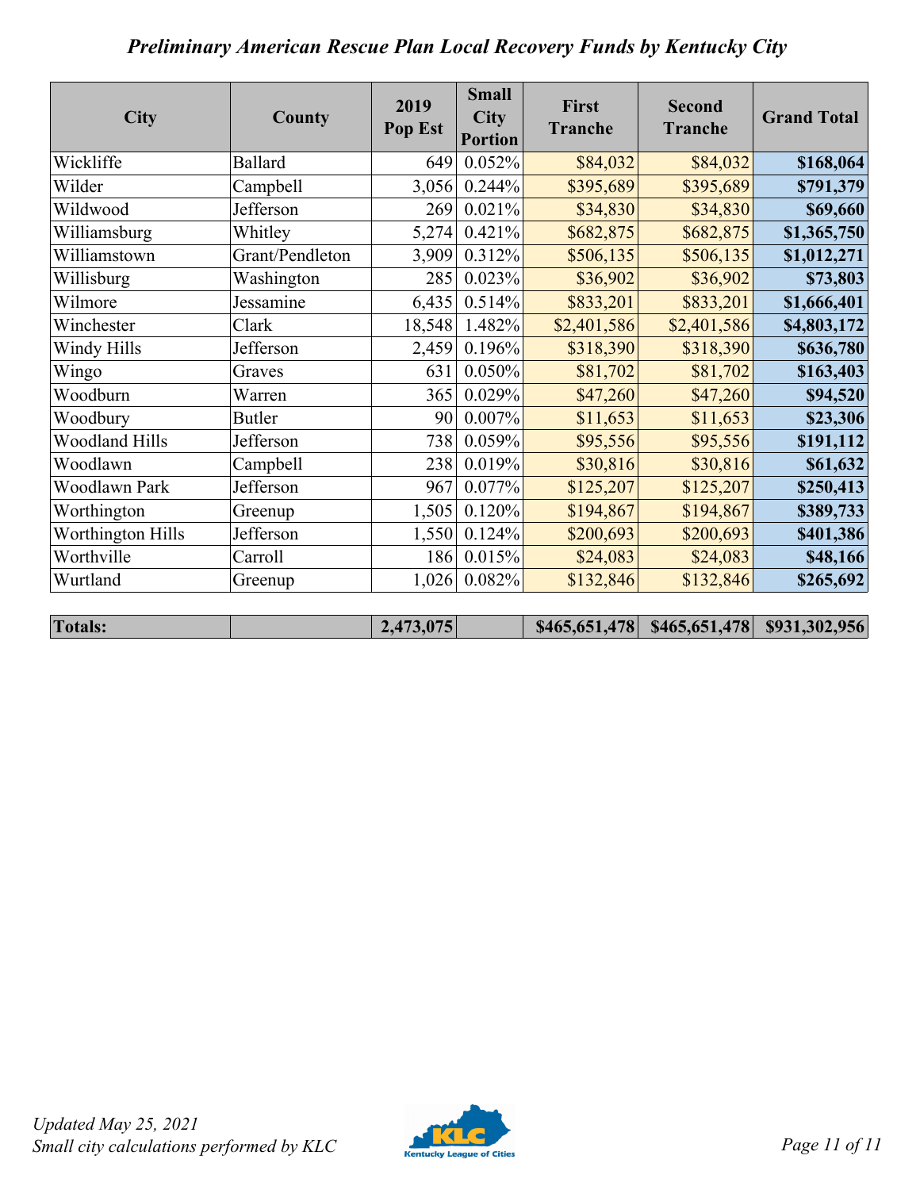# *Preliminary American Rescue Plan Local Recovery Funds by Kentucky City*

| City | County | 2019 Pop Est | Small City Portion | First Tranche | Second Tranche | Grand Total |
|---|---|---|---|---|---|---|
| Wickliffe | Ballard | 649 | 0.052% | $84,032 | $84,032 | **$168,064** |
| Wilder | Campbell | 3,056 | 0.244% | $395,689 | $395,689 | **$791,379** |
| Wildwood | Jefferson | 269 | 0.021% | $34,830 | $34,830 | **$69,660** |
| Williamsburg | Whitley | 5,274 | 0.421% | $682,875 | $682,875 | **$1,365,750** |
| Williamstown | Grant/Pendleton | 3,909 | 0.312% | $506,135 | $506,135 | **$1,012,271** |
| Willisburg | Washington | 285 | 0.023% | $36,902 | $36,902 | **$73,803** |
| Wilmore | Jessamine | 6,435 | 0.514% | $833,201 | $833,201 | **$1,666,401** |
| Winchester | Clark | 18,548 | 1.482% | $2,401,586 | $2,401,586 | **$4,803,172** |
| Windy Hills | Jefferson | 2,459 | 0.196% | $318,390 | $318,390 | **$636,780** |
| Wingo | Graves | 631 | 0.050% | $81,702 | $81,702 | **$163,403** |
| Woodburn | Warren | 365 | 0.029% | $47,260 | $47,260 | **$94,520** |
| Woodbury | Butler | 90 | 0.007% | $11,653 | $11,653 | **$23,306** |
| Woodland Hills | Jefferson | 738 | 0.059% | $95,556 | $95,556 | **$191,112** |
| Woodlawn | Campbell | 238 | 0.019% | $30,816 | $30,816 | **$61,632** |
| Woodlawn Park | Jefferson | 967 | 0.077% | $125,207 | $125,207 | **$250,413** |
| Worthington | Greenup | 1,505 | 0.120% | $194,867 | $194,867 | **$389,733** |
| Worthington Hills | Jefferson | 1,550 | 0.124% | $200,693 | $200,693 | **$401,386** |
| Worthville | Carroll | 186 | 0.015% | $24,083 | $24,083 | **$48,166** |
| Wurtland | Greenup | 1,026 | 0.082% | $132,846 | $132,846 | **$265,692** |
| **Totals:** | | **2,473,075** | | **$465,651,478** | **$465,651,478** | **$931,302,956** |

*Updated May 25, 2021*
*Small city calculations performed by KLC*

KLC Kentucky League of Cities